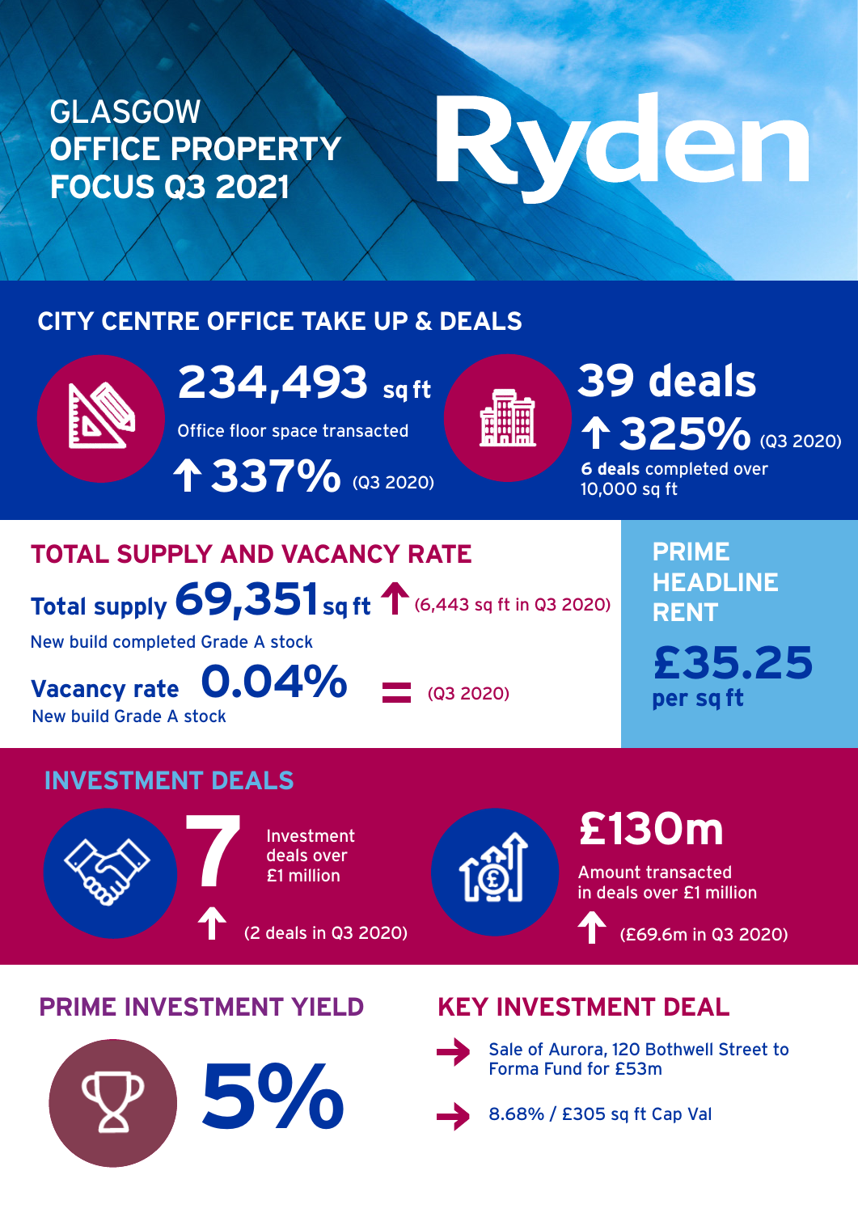# GLASGOW OFFICE PROPERTY FOCUS Q3 2021

Ryden

## CITY CENTRE OFFICE TAKE UP & DEALS

**234,493** sq ft

Office floor space transacted

↑ **337%** (Q3 2020)

**39 deals**

↑ **325%** (Q3 2020)

**6 deals** completed over 10,000 sq ft

## TOTAL SUPPLY AND VACANCY RATE

**Total supply 69,351 sq ft** ↑ (6,443 sq ft in Q3 2020)

New build completed Grade A stock

**Vacancy rate 0.04%** = (Q3 2020)

New build Grade A stock

## PRIME HEADLINE RENT

**£35.25 per sq ft**

## INVESTMENT DEALS

**7** Investment deals over £1 million

↑ (2 deals in Q3 2020)

**£130m**

Amount transacted in deals over £1 million

↑ (£69.6m in Q3 2020)

## PRIME INVESTMENT YIELD

**5%**

## KEY INVESTMENT DEAL

→ Sale of Aurora, 120 Bothwell Street to Forma Fund for £53m

→ 8.68% / £305 sq ft Cap Val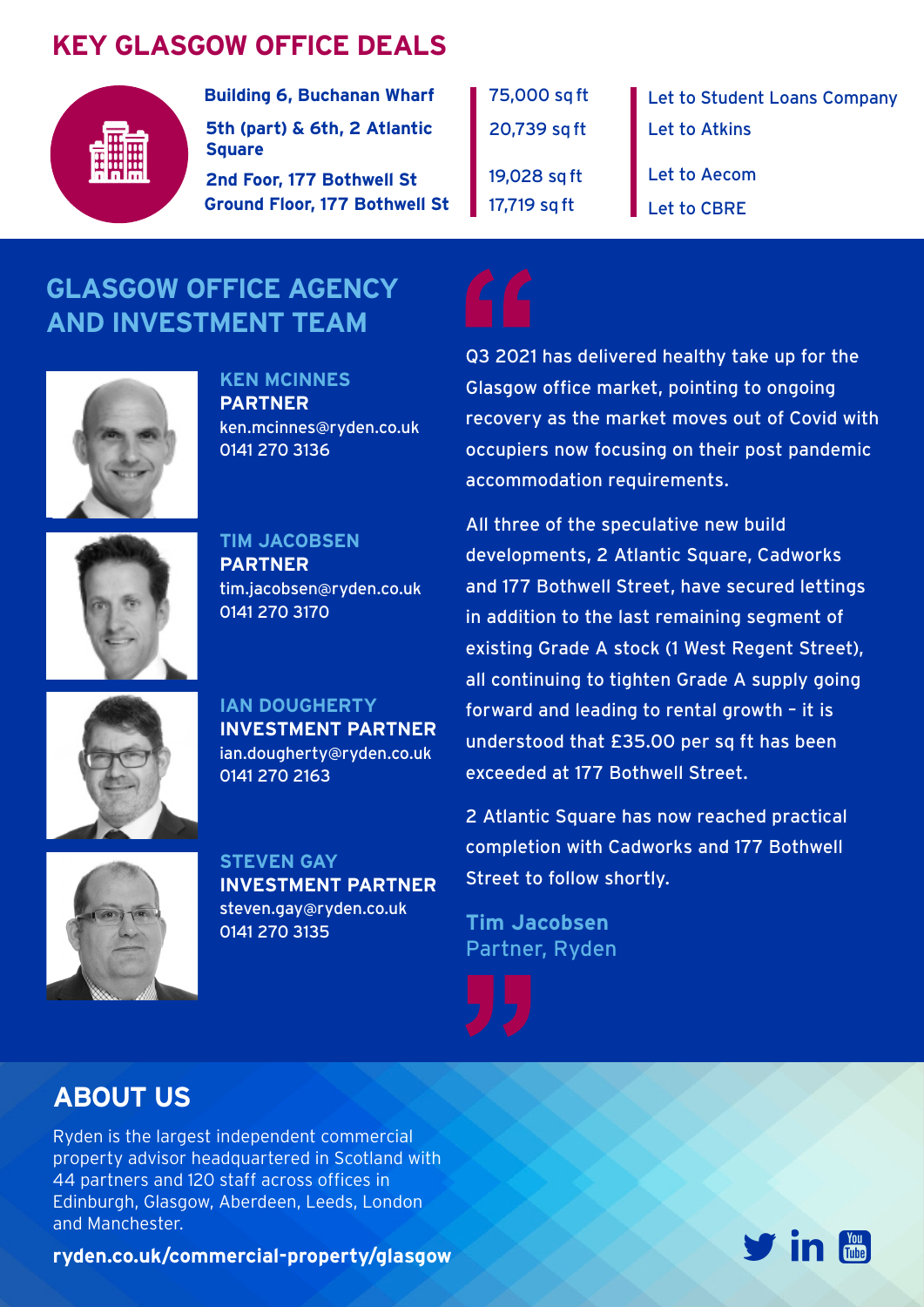## KEY GLASGOW OFFICE DEALS

| | | |
|---|---|---|
| **Building 6, Buchanan Wharf** | 75,000 sq ft | Let to Student Loans Company |
| **5th (part) & 6th, 2 Atlantic Square** | 20,739 sq ft | Let to Atkins |
| **2nd Foor, 177 Bothwell St** | 19,028 sq ft | Let to Aecom |
| **Ground Floor, 177 Bothwell St** | 17,719 sq ft | Let to CBRE |

## GLASGOW OFFICE AGENCY AND INVESTMENT TEAM

**KEN MCINNES**
**PARTNER**
ken.mcinnes@ryden.co.uk
0141 270 3136

**TIM JACOBSEN**
**PARTNER**
tim.jacobsen@ryden.co.uk
0141 270 3170

**IAN DOUGHERTY**
**INVESTMENT PARTNER**
ian.dougherty@ryden.co.uk
0141 270 2163

**STEVEN GAY**
**INVESTMENT PARTNER**
steven.gay@ryden.co.uk
0141 270 3135

"Q3 2021 has delivered healthy take up for the Glasgow office market, pointing to ongoing recovery as the market moves out of Covid with occupiers now focusing on their post pandemic accommodation requirements.

All three of the speculative new build developments, 2 Atlantic Square, Cadworks and 177 Bothwell Street, have secured lettings in addition to the last remaining segment of existing Grade A stock (1 West Regent Street), all continuing to tighten Grade A supply going forward and leading to rental growth – it is understood that £35.00 per sq ft has been exceeded at 177 Bothwell Street.

2 Atlantic Square has now reached practical completion with Cadworks and 177 Bothwell Street to follow shortly."

**Tim Jacobsen**
Partner, Ryden

## ABOUT US

Ryden is the largest independent commercial property advisor headquartered in Scotland with 44 partners and 120 staff across offices in Edinburgh, Glasgow, Aberdeen, Leeds, London and Manchester.

**ryden.co.uk/commercial-property/glasgow**